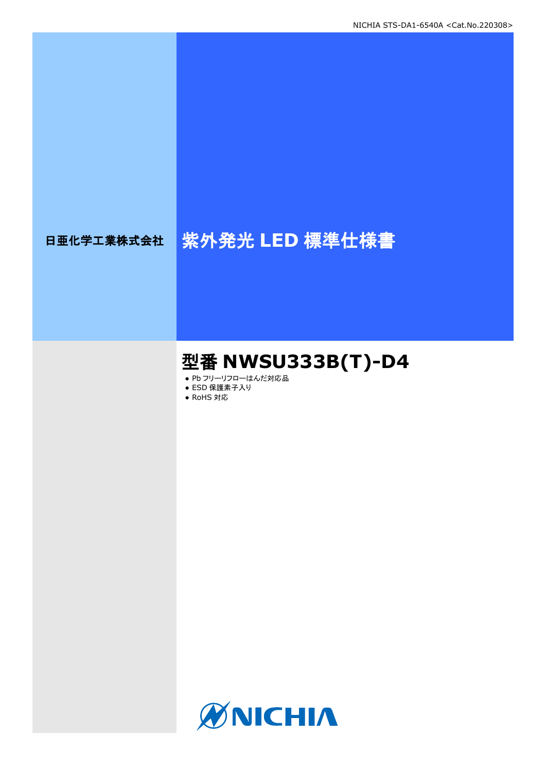NICHIA STS-DA1-6540A <Cat.No.220308>

日亜化学工業株式会社

# 紫外発光 LED 標準仕様書

## 型番 NWSU333B(T)-D4

- Pb フリーリフローはんだ対応品
- ESD 保護素子入り
- RoHS 対応

NICHIA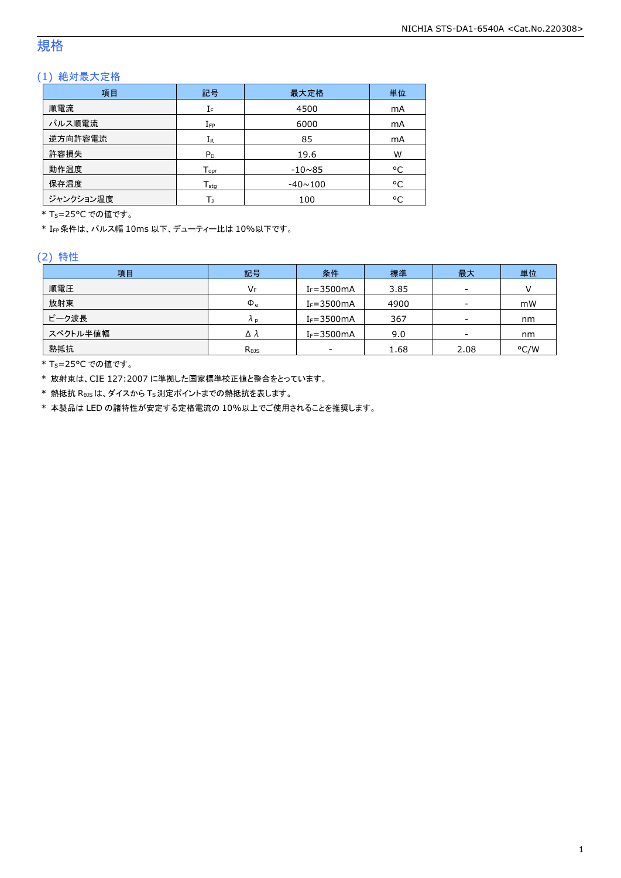# 規格

## (1) 絶対最大定格

| 項目 | 記号 | 最大定格 | 単位 |
|---|---|---|---|
| 順電流 | $I_F$ | 4500 | mA |
| パルス順電流 | $I_{FP}$ | 6000 | mA |
| 逆方向許容電流 | $I_R$ | 85 | mA |
| 許容損失 | $P_D$ | 19.6 | W |
| 動作温度 | $T_{opr}$ | -10~85 | °C |
| 保存温度 | $T_{stg}$ | -40~100 | °C |
| ジャンクション温度 | $T_J$ | 100 | °C |

* $T_S$=25°C での値です。
* $I_{FP}$ 条件は、パルス幅 10ms 以下、デューティー比は 10%以下です。

## (2) 特性

| 項目 | 記号 | 条件 | 標準 | 最大 | 単位 |
|---|---|---|---|---|---|
| 順電圧 | $V_F$ | $I_F$=3500mA | 3.85 | - | V |
| 放射束 | $\Phi_e$ | $I_F$=3500mA | 4900 | - | mW |
| ピーク波長 | $\lambda_p$ | $I_F$=3500mA | 367 | - | nm |
| スペクトル半値幅 | $\Delta\lambda$ | $I_F$=3500mA | 9.0 | - | nm |
| 熱抵抗 | $R_{\theta JS}$ | - | 1.68 | 2.08 | °C/W |

* $T_S$=25°C での値です。
* 放射束は、CIE 127:2007 に準拠した国家標準校正値と整合をとっています。
* 熱抵抗 $R_{\theta JS}$ は、ダイスから $T_S$ 測定ポイントまでの熱抵抗を表します。
* 本製品は LED の諸特性が安定する定格電流の 10%以上でご使用されることを推奨します。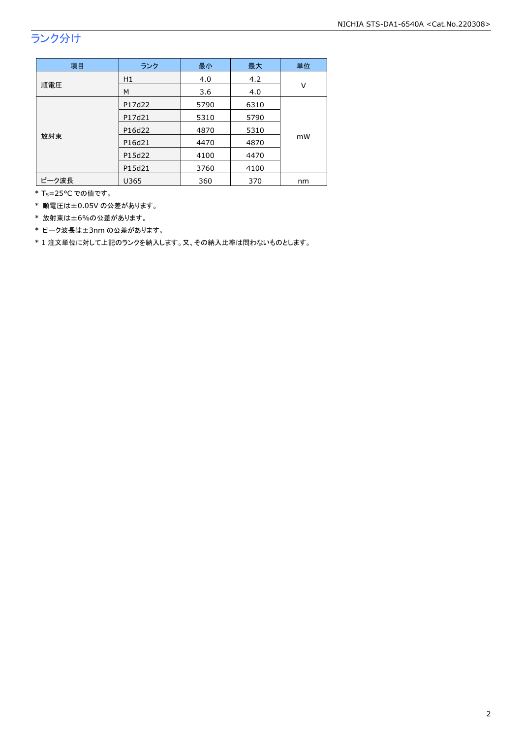## ランク分け

| 項目 | ランク | 最小 | 最大 | 単位 |
|---|---|---|---|---|
| 順電圧 | H1 | 4.0 | 4.2 | V |
| | M | 3.6 | 4.0 | |
| 放射束 | P17d22 | 5790 | 6310 | mW |
| | P17d21 | 5310 | 5790 | |
| | P16d22 | 4870 | 5310 | |
| | P16d21 | 4470 | 4870 | |
| | P15d22 | 4100 | 4470 | |
| | P15d21 | 3760 | 4100 | |
| ピーク波長 | U365 | 360 | 370 | nm |

* $T_S$=25°C での値です。
* 順電圧は±0.05V の公差があります。
* 放射束は±6%の公差があります。
* ピーク波長は±3nm の公差があります。
* 1 注文単位に対して上記のランクを納入します。又、その納入比率は問わないものとします。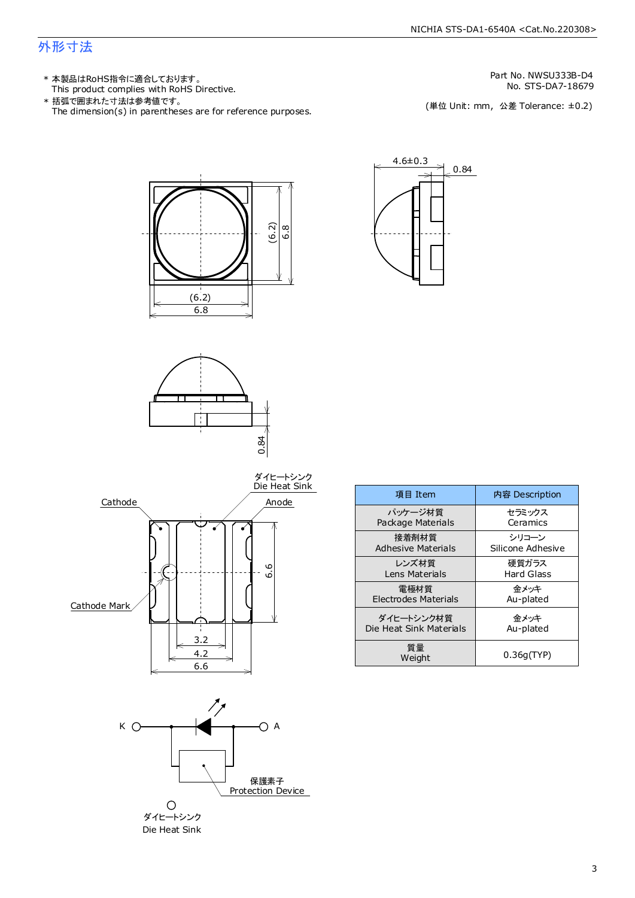## 外形寸法

* 本製品はRoHS指令に適合しております。
  This product complies with RoHS Directive.
* 括弧で囲まれた寸法は参考値です。
  The dimension(s) in parentheses are for reference purposes.

Part No. NWSU333B-D4
No. STS-DA7-18679

(単位 Unit: mm, 公差 Tolerance: ±0.2)

| 項目 Item | 内容 Description |
|---|---|
| パッケージ材質<br>Package Materials | セラミックス<br>Ceramics |
| 接着剤材質<br>Adhesive Materials | シリコーン<br>Silicone Adhesive |
| レンズ材質<br>Lens Materials | 硬質ガラス<br>Hard Glass |
| 電極材質<br>Electrodes Materials | 金メッキ<br>Au-plated |
| ダイヒートシンク材質<br>Die Heat Sink Materials | 金メッキ<br>Au-plated |
| 質量<br>Weight | 0.36g(TYP) |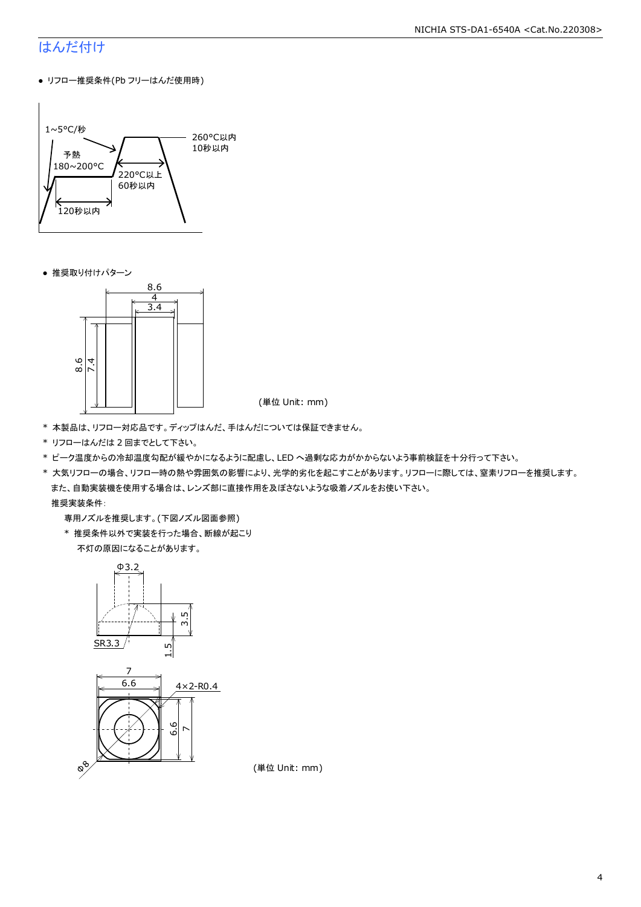## はんだ付け

- リフロー推奨条件(Pb フリーはんだ使用時)

1～5°C/秒
予熱
180～200°C
120秒以内
220°C以上
60秒以内
260°C以内
10秒以内

- 推奨取り付けパターン

8.6
4
3.4
8.6
7.4

(単位 Unit: mm)

\* 本製品は、リフロー対応品です。ディップはんだ、手はんだについては保証できません。
\* リフローはんだは 2 回までとして下さい。
\* ピーク温度からの冷却温度勾配が緩やかになるように配慮し、LED へ過剰な応力がかからないよう事前検証を十分行って下さい。
\* 大気リフローの場合、リフロー時の熱や雰囲気の影響により、光学的劣化を起こすことがあります。リフローに際しては、窒素リフローを推奨します。
また、自動実装機を使用する場合は、レンズ部に直接作用を及ぼさないような吸着ノズルをお使い下さい。
推奨実装条件:
専用ノズルを推奨します。(下図ノズル図面参照)
\* 推奨条件以外で実装を行った場合、断線が起こり
不灯の原因になることがあります。

Φ3.2
3.5
SR3.3
1.5
7
6.6
4×2-R0.4
6.6
7
Φ8

(単位 Unit: mm)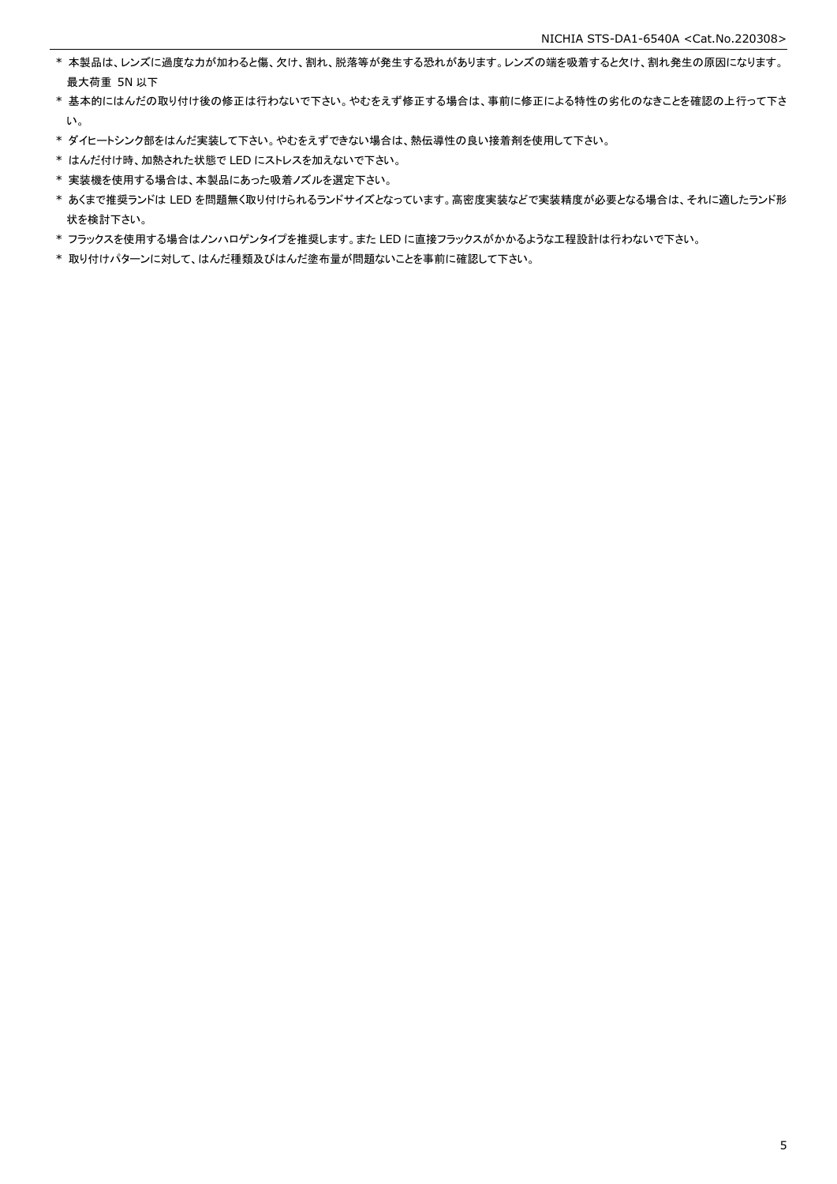* 本製品は、レンズに過度な力が加わると傷、欠け、割れ、脱落等が発生する恐れがあります。レンズの端を吸着すると欠け、割れ発生の原因になります。
  最大荷重 5N 以下
* 基本的にはんだの取り付け後の修正は行わないで下さい。やむをえず修正する場合は、事前に修正による特性の劣化のなきことを確認の上行って下さい。
* ダイヒートシンク部をはんだ実装して下さい。やむをえずできない場合は、熱伝導性の良い接着剤を使用して下さい。
* はんだ付け時、加熱された状態で LED にストレスを加えないで下さい。
* 実装機を使用する場合は、本製品にあった吸着ノズルを選定下さい。
* あくまで推奨ランドは LED を問題無く取り付けられるランドサイズとなっています。高密度実装などで実装精度が必要となる場合は、それに適したランド形状を検討下さい。
* フラックスを使用する場合はノンハロゲンタイプを推奨します。また LED に直接フラックスがかかるような工程設計は行わないで下さい。
* 取り付けパターンに対して、はんだ種類及びはんだ塗布量が問題ないことを事前に確認して下さい。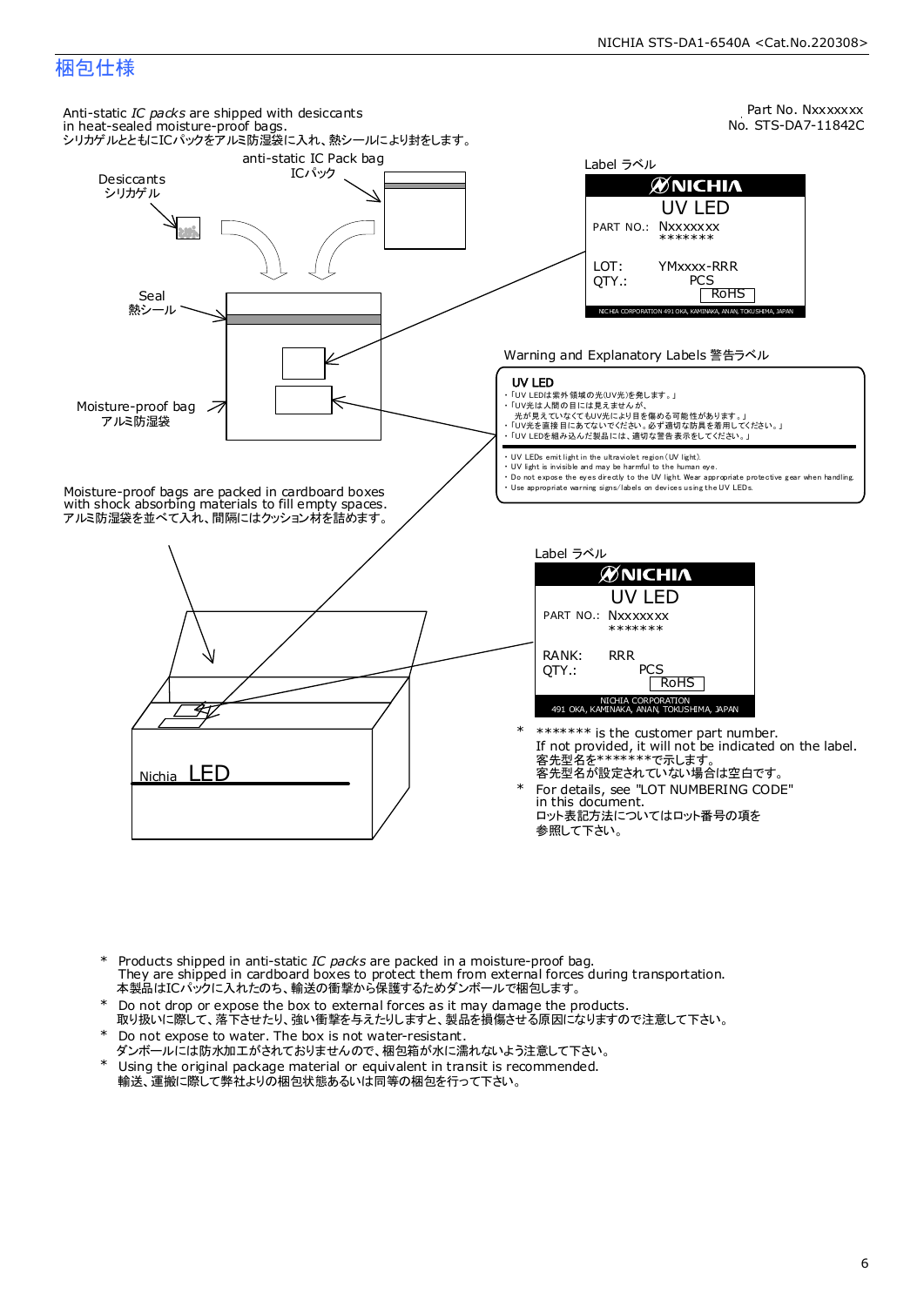## 梱包仕様

Part No. Nxxxxxxx
No. STS-DA7-11842C

Anti-static *IC packs* are shipped with desiccants in heat-sealed moisture-proof bags.
シリカゲルとともにICパックをアルミ防湿袋に入れ、熱シールにより封をします。

anti-static IC Pack bag
ICパック

Desiccants
シリカゲル

Seal
熱シール

Moisture-proof bag
アルミ防湿袋

Label ラベル

NICHIA
UV LED
PART NO.: Nxxxxxxx
\*\*\*\*\*\*\*
LOT: YMxxxx-RRR
QTY.: PCS
RoHS
NICHIA CORPORATION 491 OKA, KAMINAKA, ANAN, TOKUSHIMA, JAPAN

Warning and Explanatory Labels 警告ラベル

**UV LED**

- 「UV LEDは紫外領域の光(UV光)を発します。」
- 「UV光は人間の目には見えませんが、光が見えていなくてもUV光により目を傷める可能性があります。」
- 「UV光を直接目にあてないでください。必ず適切な防具を着用してください。」
- 「UV LEDを組み込んだ製品には、適切な警告表示をしてください。」

- UV LEDs emit light in the ultraviolet region (UV light).
- UV light is invisible and may be harmful to the human eye.
- Do not expose the eyes directly to the UV light. Wear appropriate protective gear when handling.
- Use appropriate warning signs/labels on devices using the UV LEDs.

Moisture-proof bags are packed in cardboard boxes with shock absorbing materials to fill empty spaces.
アルミ防湿袋を並べて入れ、間隔にはクッション材を詰めます。

Nichia LED

Label ラベル

NICHIA
UV LED
PART NO.: Nxxxxxxx
\*\*\*\*\*\*\*
RANK: RRR
QTY.: PCS
RoHS
NICHIA CORPORATION
491 OKA, KAMINAKA, ANAN, TOKUSHIMA, JAPAN

\* \*\*\*\*\*\*\* is the customer part number.
If not provided, it will not be indicated on the label.
客先型名を\*\*\*\*\*\*\*で示します。
客先型名が設定されていない場合は空白です。

\* For details, see "LOT NUMBERING CODE" in this document.
ロット表記方法についてはロット番号の項を参照して下さい。

\* Products shipped in anti-static *IC packs* are packed in a moisture-proof bag.
They are shipped in cardboard boxes to protect them from external forces during transportation.
本製品はICパックに入れたのち、輸送の衝撃から保護するためダンボールで梱包します。

\* Do not drop or expose the box to external forces as it may damage the products.
取り扱いに際して、落下させたり、強い衝撃を与えたりしますと、製品を損傷させる原因になりますので注意して下さい。

\* Do not expose to water. The box is not water-resistant.
ダンボールには防水加工がされておりませんので、梱包箱が水に濡れないよう注意して下さい。

\* Using the original package material or equivalent in transit is recommended.
輸送、運搬に際して弊社よりの梱包状態あるいは同等の梱包を行って下さい。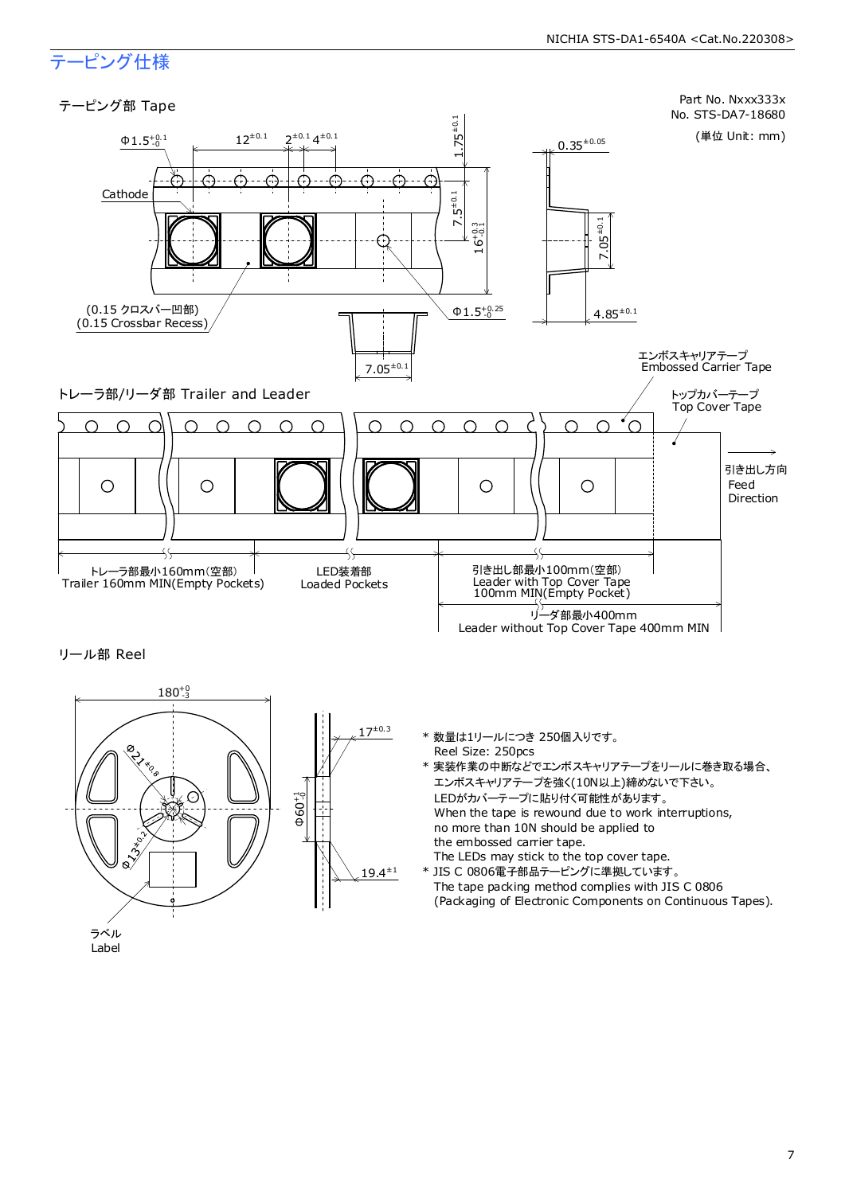# テーピング仕様

Part No. Nxxx333x
No. STS-DA7-18680

(単位 Unit: mm)

## テーピング部 Tape

$\Phi 1.5^{+0.1}_{-0}$  $12^{\pm 0.1}$  $2^{\pm 0.1}$  $4^{\pm 0.1}$  $1.75^{\pm 0.1}$  $0.35^{\pm 0.05}$

Cathode

$7.5^{\pm 0.1}$  $16^{+0.3}_{-0.1}$  $7.05^{\pm 0.1}$

(0.15 クロスバー凹部)
(0.15 Crossbar Recess)

$\Phi 1.5^{+0.25}_{-0}$  $4.85^{\pm 0.1}$

$7.05^{\pm 0.1}$

エンボスキャリアテープ
Embossed Carrier Tape

## トレーラ部/リーダ部 Trailer and Leader

トップカバーテープ
Top Cover Tape

引き出し方向
Feed
Direction

トレーラ部最小160mm(空部)
Trailer 160mm MIN(Empty Pockets)

LED装着部
Loaded Pockets

引き出し部最小100mm(空部)
Leader with Top Cover Tape
100mm MIN(Empty Pocket)

リーダ部最小400mm
Leader without Top Cover Tape 400mm MIN

## リール部 Reel

$180^{+0}_{-3}$  $\Phi 21^{\pm 0.8}$  $\Phi 13^{\pm 0.2}$  $\Phi 60^{+1}_{-0}$  $17^{\pm 0.3}$  $19.4^{\pm 1}$

ラベル
Label

\* 数量は1リールにつき 250個入りです。
  Reel Size: 250pcs

\* 実装作業の中断などでエンボスキャリアテープをリールに巻き取る場合、
  エンボスキャリアテープを強く(10N以上)締めないで下さい。
  LEDがカバーテープに貼り付く可能性があります。
  When the tape is rewound due to work interruptions,
  no more than 10N should be applied to
  the embossed carrier tape.
  The LEDs may stick to the top cover tape.

\* JIS C 0806電子部品テーピングに準拠しています。
  The tape packing method complies with JIS C 0806
  (Packaging of Electronic Components on Continuous Tapes).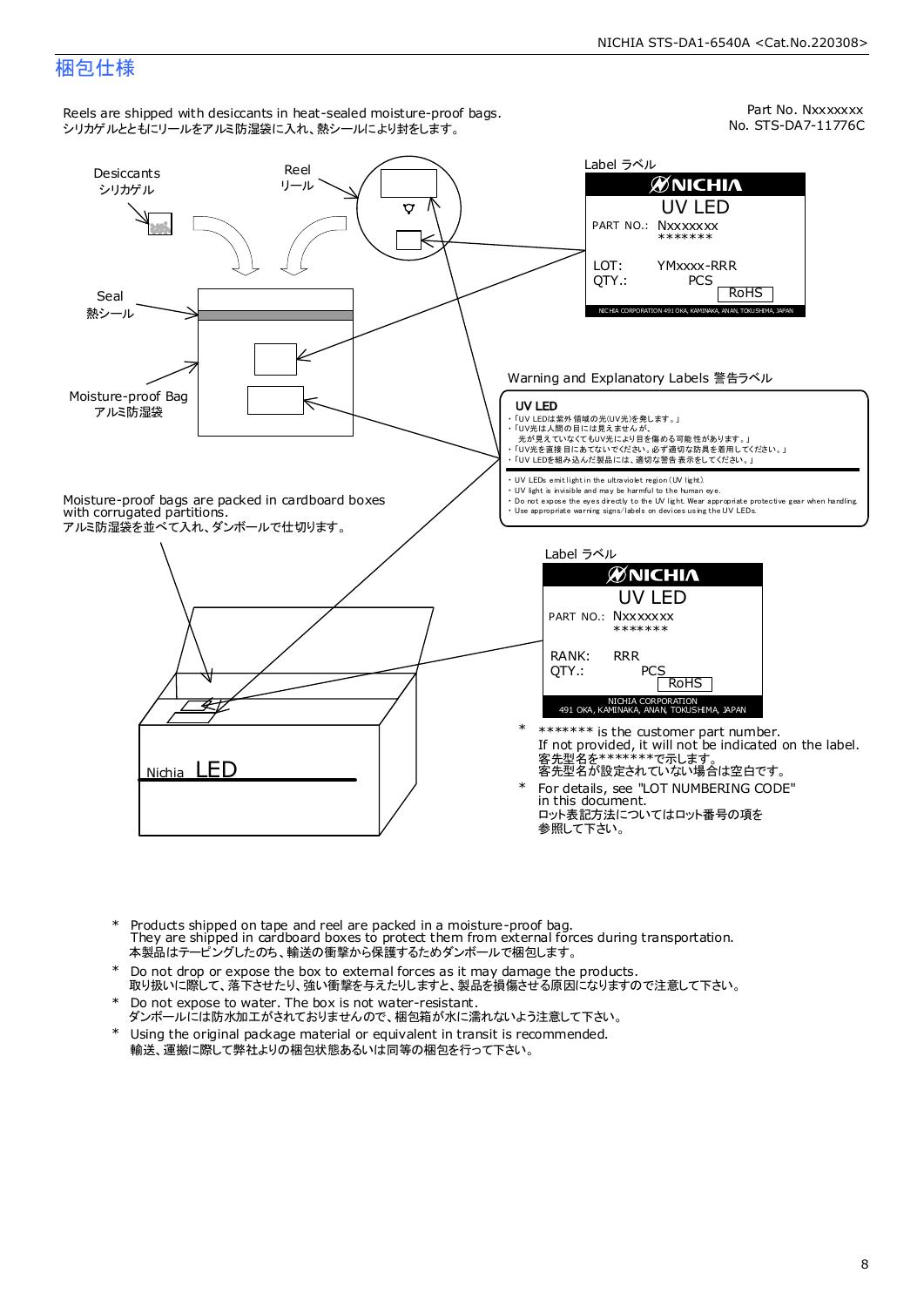## 梱包仕様

Part No. Nxxxxxxx
No. STS-DA7-11776C

Reels are shipped with desiccants in heat-sealed moisture-proof bags.
シリカゲルとともにリールをアルミ防湿袋に入れ、熱シールにより封をします。

Desiccants
シリカゲル

Reel
リール

Seal
熱シール

Moisture-proof Bag
アルミ防湿袋

Label ラベル

**NICHIA**
UV LED
PART NO.: Nxxxxxxx
\*\*\*\*\*\*\*
LOT: YMxxxx-RRR
QTY.: PCS
RoHS
NICHIA CORPORATION 491 OKA, KAMINAKA, ANAN, TOKUSHIMA, JAPAN

Warning and Explanatory Labels 警告ラベル

**UV LED**

- 「UV LEDは紫外領域の光(UV光)を発します。」
- 「UV光は人間の目には見えませんが、光が見えていなくてもUV光により目を傷める可能性があります。」
- 「UV光を直接目にあてないでください。必ず適切な防具を着用してください。」
- 「UV LEDを組み込んだ製品には、適切な警告表示をしてください。」

- UV LEDs emit light in the ultraviolet region (UV light).
- UV light is invisible and may be harmful to the human eye.
- Do not expose the eyes directly to the UV light. Wear appropriate protective gear when handling.
- Use appropriate warning signs/labels on devices using the UV LEDs.

Moisture-proof bags are packed in cardboard boxes with corrugated partitions.
アルミ防湿袋を並べて入れ、ダンボールで仕切ります。

Label ラベル

**NICHIA**
UV LED
PART NO.: Nxxxxxxx
\*\*\*\*\*\*\*
RANK: RRR
QTY.: PCS
RoHS
NICHIA CORPORATION
491 OKA, KAMINAKA, ANAN, JAPAN

Nichia LED

\* \*\*\*\*\*\*\* is the customer part number.
If not provided, it will not be indicated on the label.
客先型名を\*\*\*\*\*\*\*で示します。
客先型名が設定されていない場合は空白です。

\* For details, see "LOT NUMBERING CODE" in this document.
ロット表記方法についてはロット番号の項を参照して下さい。

\* Products shipped on tape and reel are packed in a moisture-proof bag.
They are shipped in cardboard boxes to protect them from external forces during transportation.
本製品はテーピングしたのち、輸送の衝撃から保護するためダンボールで梱包します。

\* Do not drop or expose the box to external forces as it may damage the products.
取り扱いに際して、落下させたり、強い衝撃を与えたりしますと、製品を損傷させる原因になりますので注意して下さい。

\* Do not expose to water. The box is not water-resistant.
ダンボールには防水加工がされておりませんので、梱包箱が水に濡れないよう注意して下さい。

\* Using the original package material or equivalent in transit is recommended.
輸送、運搬に際して弊社よりの梱包状態あるいは同等の梱包を行って下さい。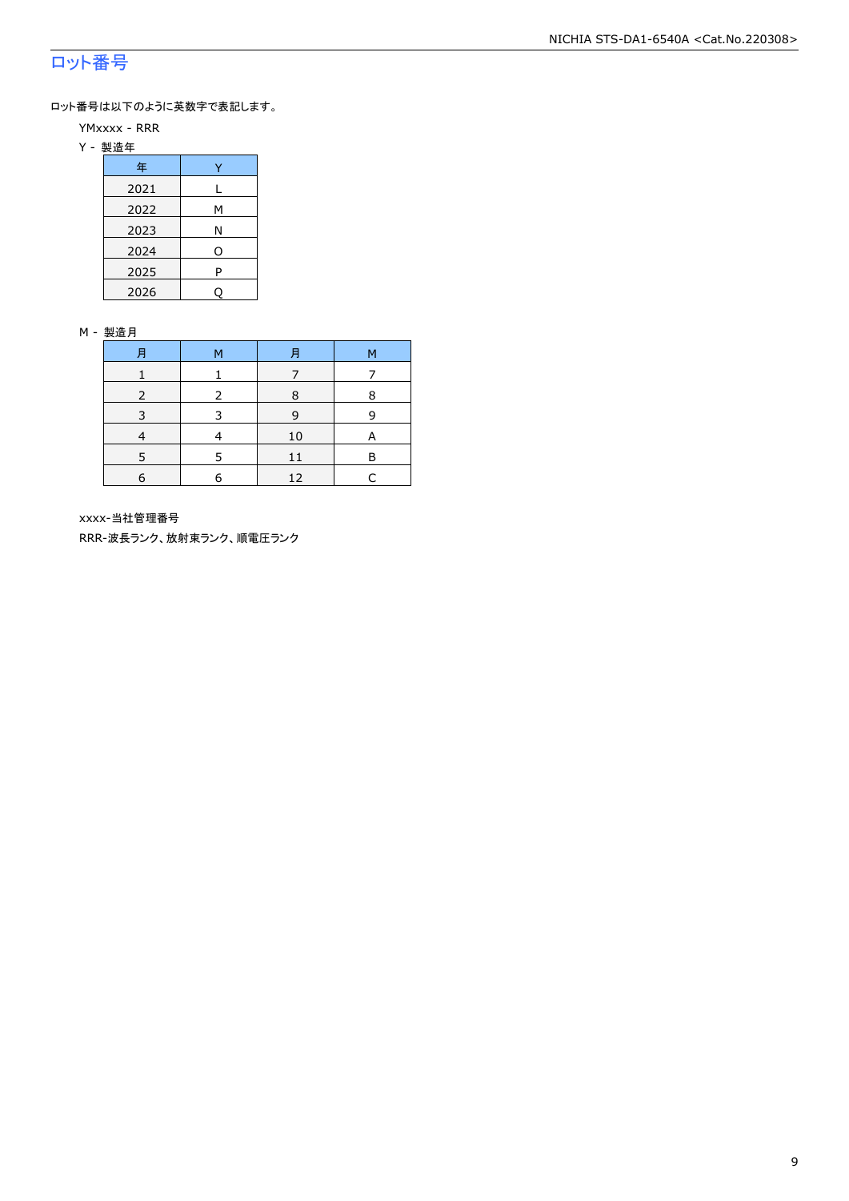## ロット番号

ロット番号は以下のように英数字で表記します。

YMxxxx - RRR

Y - 製造年

| 年 | Y |
|---|---|
| 2021 | L |
| 2022 | M |
| 2023 | N |
| 2024 | O |
| 2025 | P |
| 2026 | Q |

M - 製造月

| 月 | M | 月 | M |
|---|---|---|---|
| 1 | 1 | 7 | 7 |
| 2 | 2 | 8 | 8 |
| 3 | 3 | 9 | 9 |
| 4 | 4 | 10 | A |
| 5 | 5 | 11 | B |
| 6 | 6 | 12 | C |

xxxx-当社管理番号

RRR-波長ランク、放射束ランク、順電圧ランク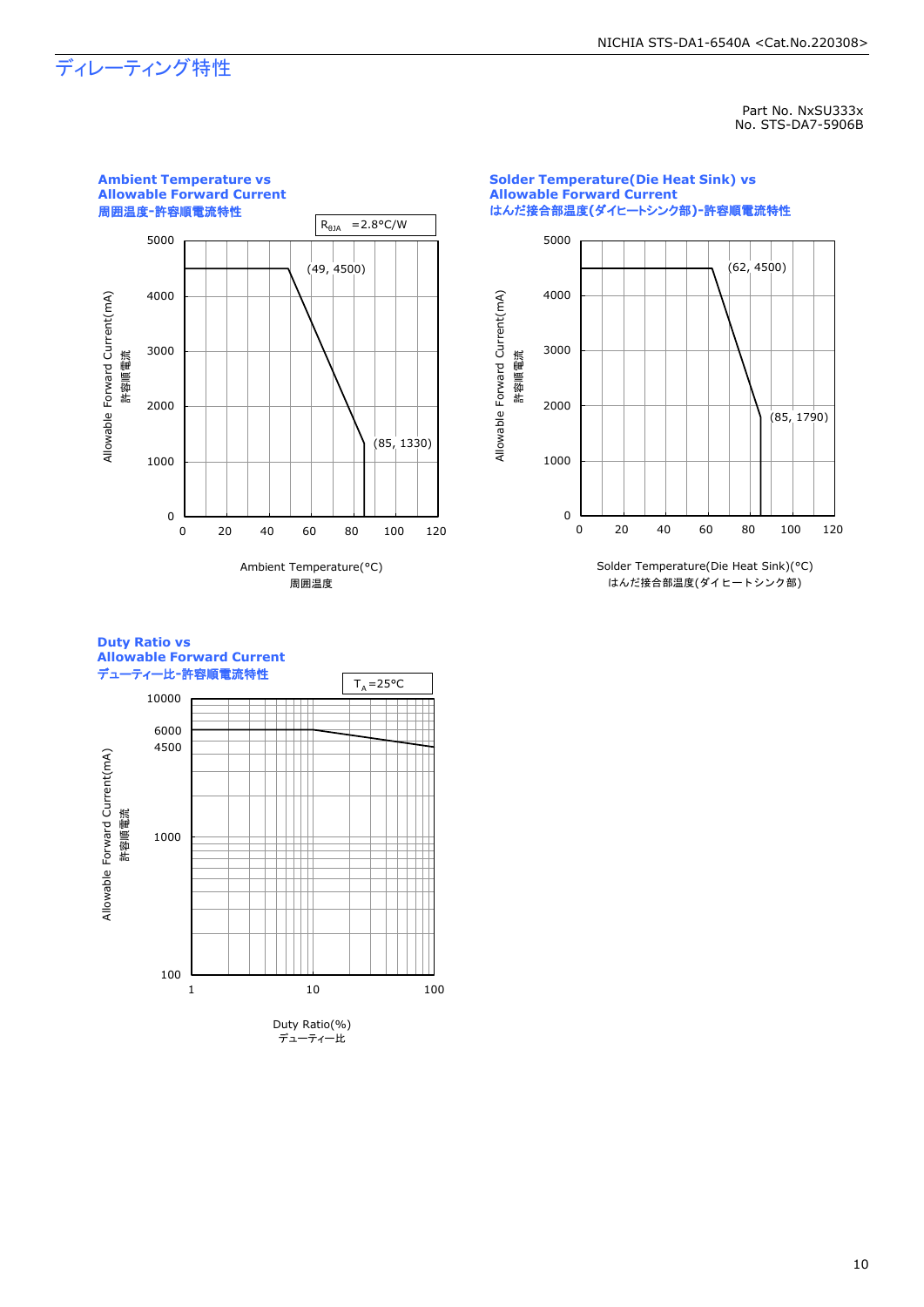# ディレーティング特性

Part No. NxSU333x
No. STS-DA7-5906B

**Ambient Temperature vs Allowable Forward Current**
**周囲温度-許容順電流特性**

$R_{\theta JA}$ =2.8°C/W

Allowable Forward Current(mA)
許容順電流

(49, 4500)
(85, 1330)

Ambient Temperature(°C)
周囲温度

**Solder Temperature(Die Heat Sink) vs Allowable Forward Current**
**はんだ接合部温度(ダイヒートシンク部)-許容順電流特性**

Allowable Forward Current(mA)
許容順電流

(62, 4500)
(85, 1790)

Solder Temperature(Die Heat Sink)(°C)
はんだ接合部温度(ダイヒートシンク部)

**Duty Ratio vs Allowable Forward Current**
**デューティー比-許容順電流特性**

$T_A$=25°C

Allowable Forward Current(mA)
許容順電流

Duty Ratio(%)
デューティー比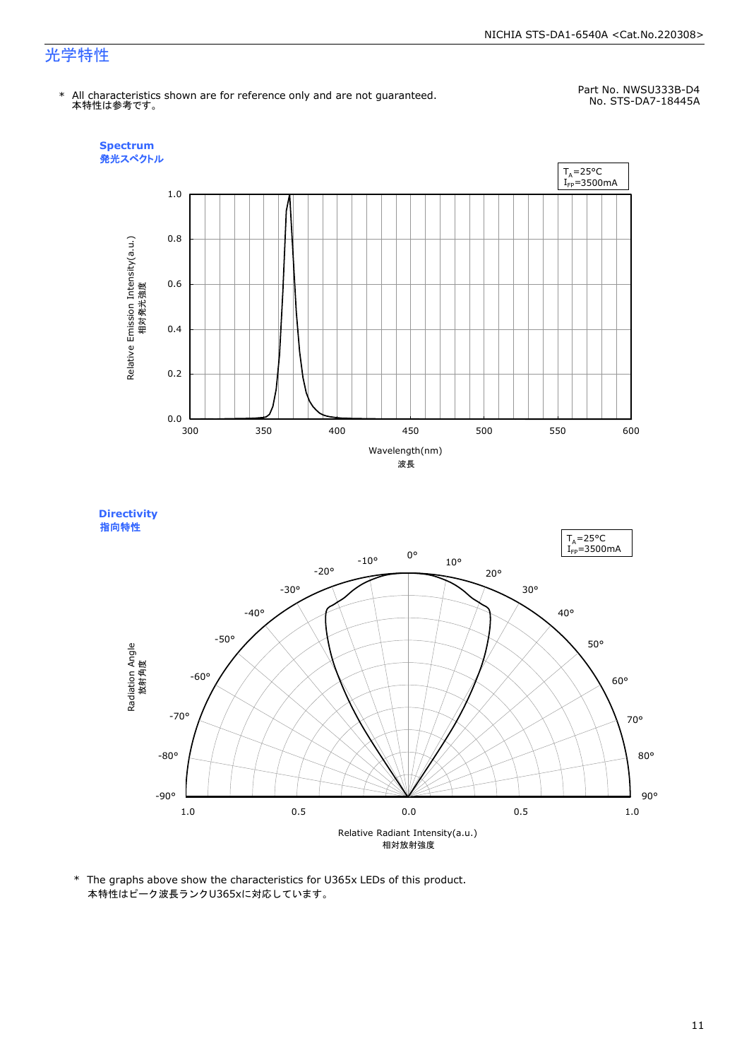# 光学特性

Part No. NWSU333B-D4
No. STS-DA7-18445A

\* All characteristics shown are for reference only and are not guaranteed.
本特性は参考です。

## Spectrum
発光スペクトル

$T_A$=25°C
$I_{FP}$=3500mA

Relative Emission Intensity(a.u.)
相対発光強度

Wavelength(nm)
波長

## Directivity
指向特性

$T_A$=25°C
$I_{FP}$=3500mA

Radiation Angle
放射角度

Relative Radiant Intensity(a.u.)
相対放射強度

\* The graphs above show the characteristics for U365x LEDs of this product.
本特性はピーク波長ランクU365xに対応しています。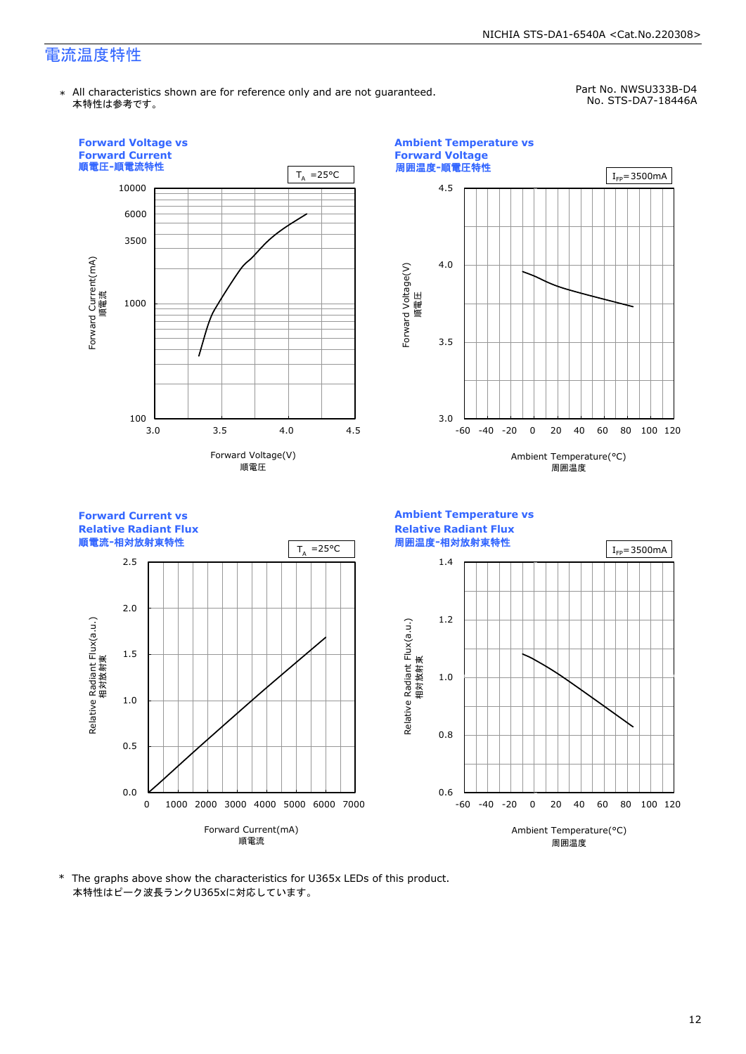# 電流温度特性

＊ All characteristics shown are for reference only and are not guaranteed.
本特性は参考です。

Part No. NWSU333B-D4
No. STS-DA7-18446A

**Forward Voltage vs Forward Current**
**順電圧-順電流特性**

$T_A$ =25°C

Forward Current(mA) 順電流: 100, 1000, 3500, 6000, 10000

Forward Voltage(V) 順電圧: 3.0, 3.5, 4.0, 4.5

**Ambient Temperature vs Forward Voltage**
**周囲温度-順電圧特性**

$I_{FP}$=3500mA

Forward Voltage(V) 順電圧: 3.0, 3.5, 4.0, 4.5

Ambient Temperature(°C) 周囲温度: -60, -40, -20, 0, 20, 40, 60, 80, 100, 120

**Forward Current vs Relative Radiant Flux**
**順電流-相対放射束特性**

$T_A$ =25°C

Relative Radiant Flux(a.u.) 相対放射束: 0.0, 0.5, 1.0, 1.5, 2.0, 2.5

Forward Current(mA) 順電流: 0, 1000, 2000, 3000, 4000, 5000, 6000, 7000

**Ambient Temperature vs Relative Radiant Flux**
**周囲温度-相対放射束特性**

$I_{FP}$=3500mA

Relative Radiant Flux(a.u.) 相対放射束: 0.6, 0.8, 1.0, 1.2, 1.4

Ambient Temperature(°C) 周囲温度: -60, -40, -20, 0, 20, 40, 60, 80, 100, 120

\* The graphs above show the characteristics for U365x LEDs of this product.
本特性はピーク波長ランクU365xに対応しています。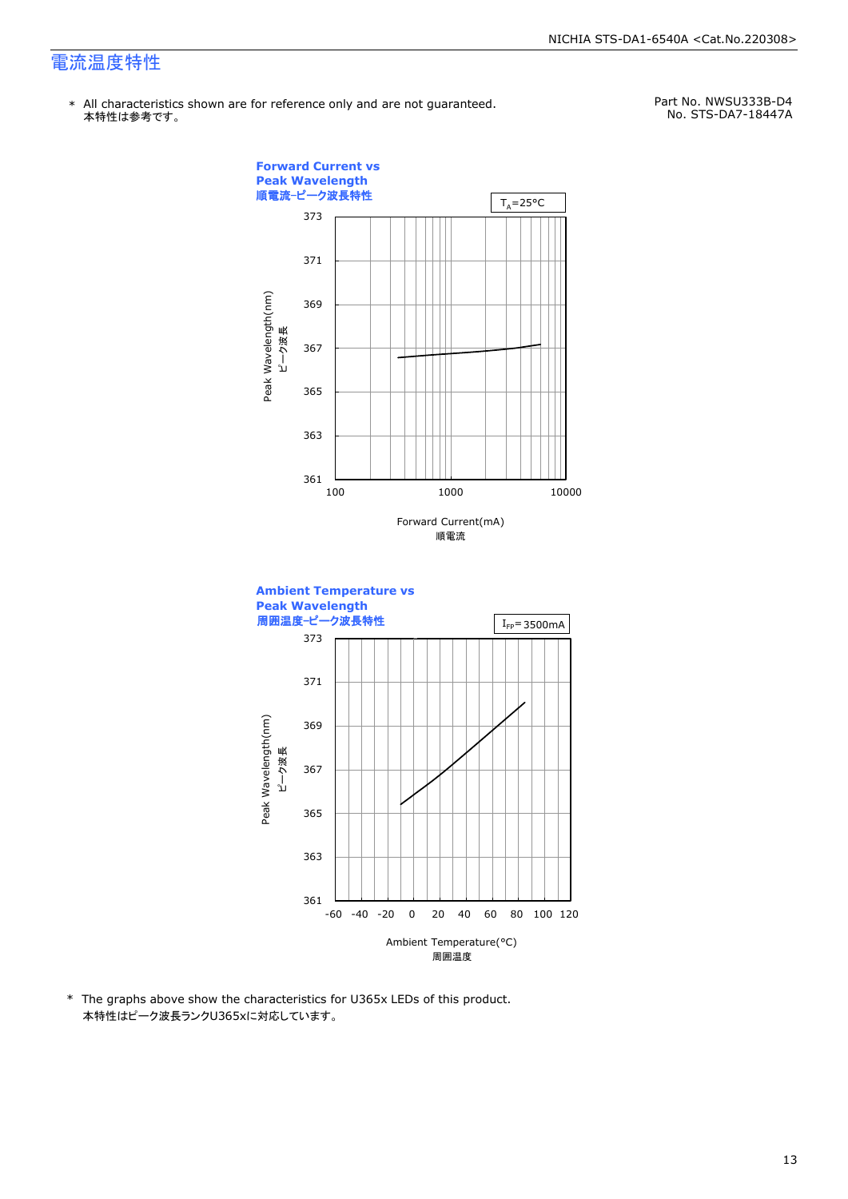# 電流温度特性

\* All characteristics shown are for reference only and are not guaranteed.
本特性は参考です。

Part No. NWSU333B-D4
No. STS-DA7-18447A

**Forward Current vs Peak Wavelength**
**順電流-ピーク波長特性**

$T_A$=25°C

Peak Wavelength(nm)
ピーク波長

373
371
369
367
365
363
361

100 1000 10000

Forward Current(mA)
順電流

**Ambient Temperature vs Peak Wavelength**
**周囲温度-ピーク波長特性**

$I_{FP}$= 3500mA

Peak Wavelength(nm)
ピーク波長

373
371
369
367
365
363
361

-60 -40 -20 0 20 40 60 80 100 120

Ambient Temperature(°C)
周囲温度

\* The graphs above show the characteristics for U365x LEDs of this product.
本特性はピーク波長ランクU365xに対応しています。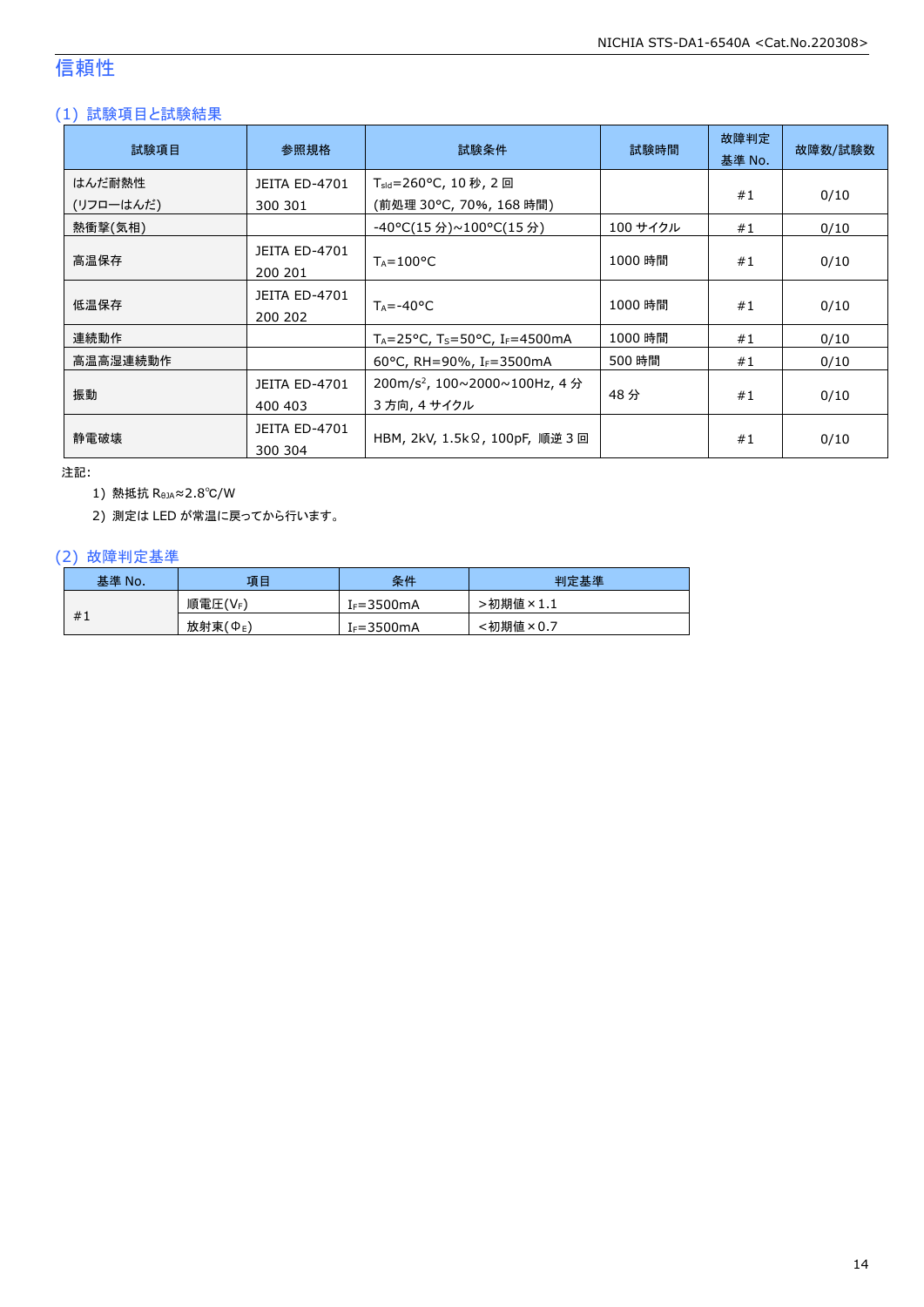# 信頼性

## (1) 試験項目と試験結果

| 試験項目 | 参照規格 | 試験条件 | 試験時間 | 故障判定<br>基準 No. | 故障数/試験数 |
|---|---|---|---|---|---|
| はんだ耐熱性<br>(リフローはんだ) | JEITA ED-4701<br>300 301 | $T_{sld}$=260°C, 10 秒, 2 回<br>(前処理 30°C, 70%, 168 時間) | | #1 | 0/10 |
| 熱衝撃(気相) | | -40°C(15 分)~100°C(15 分) | 100 サイクル | #1 | 0/10 |
| 高温保存 | JEITA ED-4701<br>200 201 | $T_A$=100°C | 1000 時間 | #1 | 0/10 |
| 低温保存 | JEITA ED-4701<br>200 202 | $T_A$=-40°C | 1000 時間 | #1 | 0/10 |
| 連続動作 | | $T_A$=25°C, $T_S$=50°C, $I_F$=4500mA | 1000 時間 | #1 | 0/10 |
| 高温高湿連続動作 | | 60°C, RH=90%, $I_F$=3500mA | 500 時間 | #1 | 0/10 |
| 振動 | JEITA ED-4701<br>400 403 | 200m/s$^2$, 100~2000~100Hz, 4 分<br>3 方向, 4 サイクル | 48 分 | #1 | 0/10 |
| 静電破壊 | JEITA ED-4701<br>300 304 | HBM, 2kV, 1.5kΩ, 100pF, 順逆 3 回 | | #1 | 0/10 |

注記:

1) 熱抵抗 $R_{θJA}$≈2.8℃/W
2) 測定は LED が常温に戻ってから行います。

## (2) 故障判定基準

| 基準 No. | 項目 | 条件 | 判定基準 |
|---|---|---|---|
| #1 | 順電圧($V_F$) | $I_F$=3500mA | >初期値×1.1 |
| | 放射束($Φ_E$) | $I_F$=3500mA | <初期値×0.7 |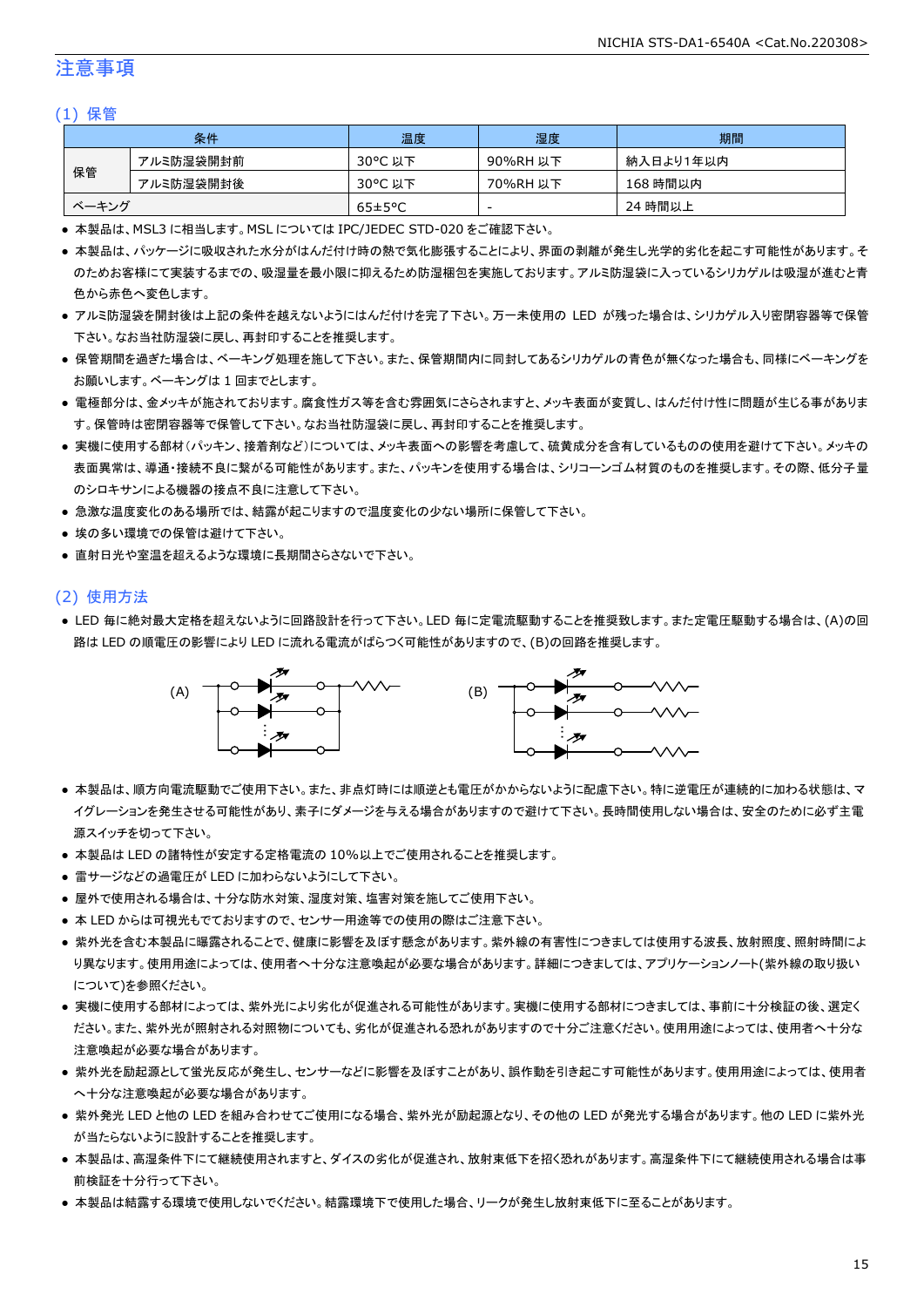## 注意事項

### (1) 保管

| 条件 | | 温度 | 湿度 | 期間 |
|---|---|---|---|---|
| 保管 | アルミ防湿袋開封前 | 30°C 以下 | 90%RH 以下 | 納入日より1年以内 |
| | アルミ防湿袋開封後 | 30°C 以下 | 70%RH 以下 | 168 時間以内 |
| ベーキング | | 65±5°C | - | 24 時間以上 |

- 本製品は、MSL3 に相当します。MSL については IPC/JEDEC STD-020 をご確認下さい。
- 本製品は、パッケージに吸収された水分がはんだ付け時の熱で気化膨張することにより、界面の剥離が発生し光学的劣化を起こす可能性があります。そのためお客様にて実装するまでの、吸湿量を最小限に抑えるため防湿梱包を実施しております。アルミ防湿袋に入っているシリカゲルは吸湿が進むと青色から赤色へ変色します。
- アルミ防湿袋を開封後は上記の条件を越えないようにはんだ付けを完了下さい。万一未使用の LED が残った場合は、シリカゲル入り密閉容器等で保管下さい。なお当社防湿袋に戻し、再封印することを推奨します。
- 保管期間を過ぎた場合は、ベーキング処理を施して下さい。また、保管期間内に同封してあるシリカゲルの青色が無くなった場合も、同様にベーキングをお願いします。ベーキングは 1 回までとします。
- 電極部分は、金メッキが施されております。腐食性ガス等を含む雰囲気にさらされますと、メッキ表面が変質し、はんだ付け性に問題が生じる事があります。保管時は密閉容器等で保管して下さい。なお当社防湿袋に戻し、再封印することを推奨します。
- 実機に使用する部材(パッキン、接着剤など)については、メッキ表面への影響を考慮して、硫黄成分を含有しているものの使用を避けて下さい。メッキの表面異常は、導通・接続不良に繋がる可能性があります。また、パッキンを使用する場合は、シリコーンゴム材質のものを推奨します。その際、低分子量のシロキサンによる機器の接点不良に注意して下さい。
- 急激な温度変化のある場所では、結露が起こりますので温度変化の少ない場所に保管して下さい。
- 埃の多い環境での保管は避けて下さい。
- 直射日光や室温を超えるような環境に長期間さらさないで下さい。

### (2) 使用方法

- LED 毎に絶対最大定格を超えないように回路設計を行って下さい。LED 毎に定電流駆動することを推奨致します。また定電圧駆動する場合は、(A)の回路は LED の順電圧の影響により LED に流れる電流がばらつく可能性がありますので、(B)の回路を推奨します。

(A) (B)

- 本製品は、順方向電流駆動でご使用下さい。また、非点灯時には順逆とも電圧がかからないように配慮下さい。特に逆電圧が連続的に加わる状態は、マイグレーションを発生させる可能性があり、素子にダメージを与える場合がありますので避けて下さい。長時間使用しない場合は、安全のために必ず主電源スイッチを切って下さい。
- 本製品は LED の諸特性が安定する定格電流の 10%以上でご使用されることを推奨します。
- 雷サージなどの過電圧が LED に加わらないようにして下さい。
- 屋外で使用される場合は、十分な防水対策、湿度対策、塩害対策を施してご使用下さい。
- 本 LED からは可視光もでておりますので、センサー用途等での使用の際はご注意下さい。
- 紫外光を含む本製品に曝露されることで、健康に影響を及ぼす懸念があります。紫外線の有害性につきましては使用する波長、放射照度、照射時間により異なります。使用用途によっては、使用者へ十分な注意喚起が必要な場合があります。詳細につきましては、アプリケーションノート(紫外線の取り扱いについて)を参照ください。
- 実機に使用する部材によっては、紫外光により劣化が促進される可能性があります。実機に使用する部材につきましては、事前に十分検証の後、選定ください。また、紫外光が照射される対照物についても、劣化が促進される恐れがありますので十分ご注意ください。使用用途によっては、使用者へ十分な注意喚起が必要な場合があります。
- 紫外光を励起源として蛍光反応が発生し、センサーなどに影響を及ぼすことがあり、誤作動を引き起こす可能性があります。使用用途によっては、使用者へ十分な注意喚起が必要な場合があります。
- 紫外発光 LED と他の LED を組み合わせてご使用になる場合、紫外光が励起源となり、その他の LED が発光する場合があります。他の LED に紫外光が当たらないように設計することを推奨します。
- 本製品は、高湿条件下にて継続使用されますと、ダイスの劣化が促進され、放射束低下を招く恐れがあります。高湿条件下にて継続使用される場合は事前検証を十分行って下さい。
- 本製品は結露する環境で使用しないでください。結露環境下で使用した場合、リークが発生し放射束低下に至ることがあります。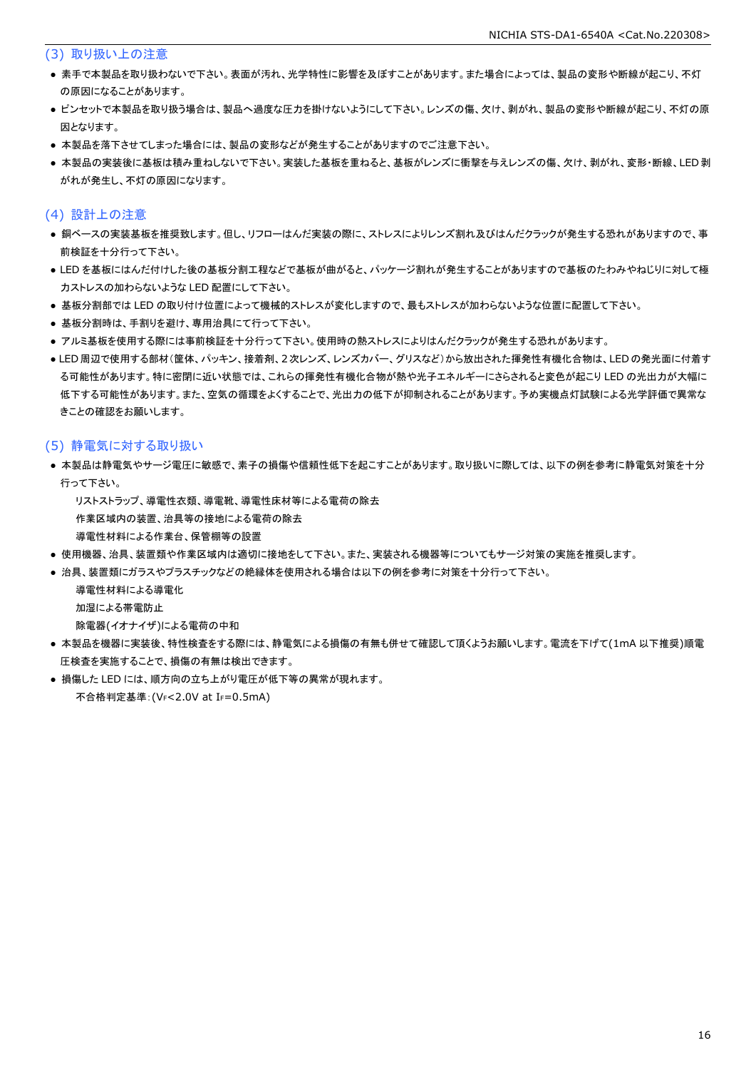### (3) 取り扱い上の注意

- 素手で本製品を取り扱わないで下さい。表面が汚れ、光学特性に影響を及ぼすことがあります。また場合によっては、製品の変形や断線が起こり、不灯の原因になることがあります。
- ピンセットで本製品を取り扱う場合は、製品へ過度な圧力を掛けないようにして下さい。レンズの傷、欠け、剥がれ、製品の変形や断線が起こり、不灯の原因となります。
- 本製品を落下させてしまった場合には、製品の変形などが発生することがありますのでご注意下さい。
- 本製品の実装後に基板は積み重ねしないで下さい。実装した基板を重ねると、基板がレンズに衝撃を与えレンズの傷、欠け、剥がれ、変形・断線、LED 剥がれが発生し、不灯の原因になります。

### (4) 設計上の注意

- 銅ベースの実装基板を推奨致します。但し、リフローはんだ実装の際に、ストレスによりレンズ割れ及びはんだクラックが発生する恐れがありますので、事前検証を十分行って下さい。
- LED を基板にはんだ付けした後の基板分割工程などで基板が曲がると、パッケージ割れが発生することがありますので基板のたわみやねじりに対して極力ストレスの加わらないような LED 配置にして下さい。
- 基板分割部では LED の取り付け位置によって機械的ストレスが変化しますので、最もストレスが加わらないような位置に配置して下さい。
- 基板分割時は、手割りを避け、専用治具にて行って下さい。
- アルミ基板を使用する際には事前検証を十分行って下さい。使用時の熱ストレスによりはんだクラックが発生する恐れがあります。
- LED 周辺で使用する部材(筐体、パッキン、接着剤、2 次レンズ、レンズカバー、グリスなど)から放出された揮発性有機化合物は、LED の発光面に付着する可能性があります。特に密閉に近い状態では、これらの揮発性有機化合物が熱や光子エネルギーにさらされると変色が起こり LED の光出力が大幅に低下する可能性があります。また、空気の循環をよくすることで、光出力の低下が抑制されることがあります。予め実機点灯試験による光学評価で異常なきことの確認をお願いします。

### (5) 静電気に対する取り扱い

- 本製品は静電気やサージ電圧に敏感で、素子の損傷や信頼性低下を起こすことがあります。取り扱いに際しては、以下の例を参考に静電気対策を十分行って下さい。
  - リストストラップ、導電性衣類、導電靴、導電性床材等による電荷の除去
  - 作業区域内の装置、治具等の接地による電荷の除去
  - 導電性材料による作業台、保管棚等の設置
- 使用機器、治具、装置類や作業区域内は適切に接地をして下さい。また、実装される機器等についてもサージ対策の実施を推奨します。
- 治具、装置類にガラスやプラスチックなどの絶縁体を使用される場合は以下の例を参考に対策を十分行って下さい。
  - 導電性材料による導電化
  - 加湿による帯電防止
  - 除電器(イオナイザ)による電荷の中和
- 本製品を機器に実装後、特性検査をする際には、静電気による損傷の有無も併せて確認して頂くようお願いします。電流を下げて(1mA 以下推奨)順電圧検査を実施することで、損傷の有無は検出できます。
- 損傷した LED には、順方向の立ち上がり電圧が低下等の異常が現れます。
  - 不合格判定基準:($V_F$<2.0V at $I_F$=0.5mA)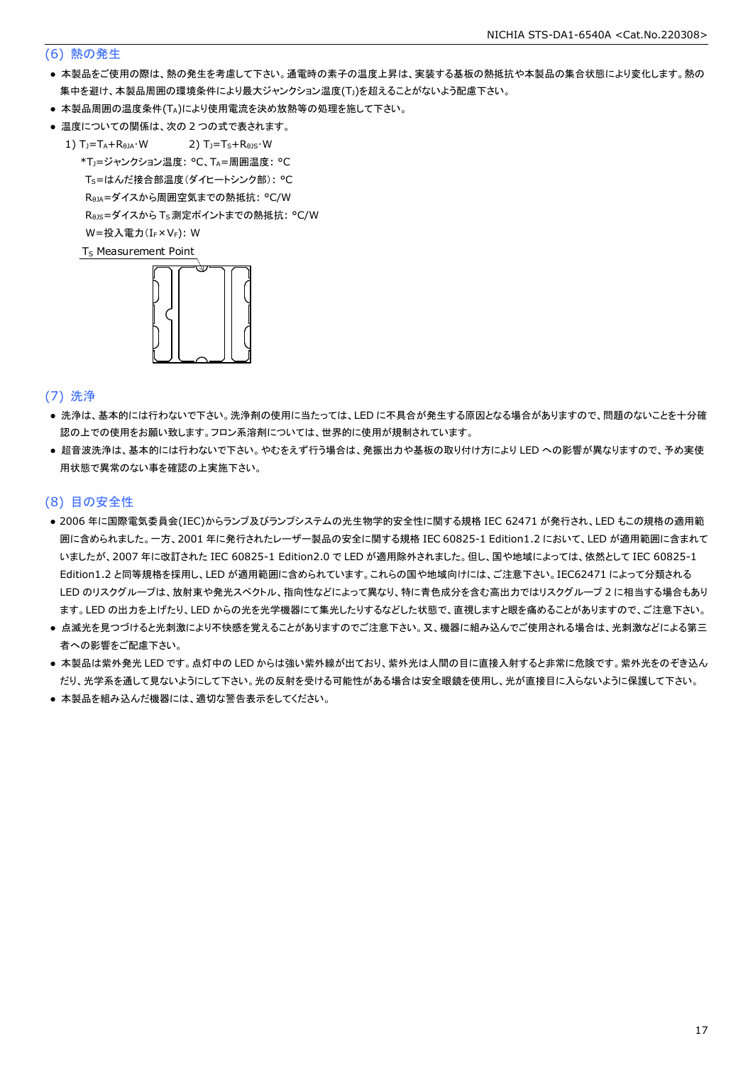## (6) 熱の発生

- 本製品をご使用の際は、熱の発生を考慮して下さい。通電時の素子の温度上昇は、実装する基板の熱抵抗や本製品の集合状態により変化します。熱の集中を避け、本製品周囲の環境条件により最大ジャンクション温度($T_J$)を超えることがないよう配慮下さい。
- 本製品周囲の温度条件($T_A$)により使用電流を決め放熱等の処理を施して下さい。
- 温度についての関係は、次の 2 つの式で表されます。

  1) $T_J=T_A+R_{\theta JA}\cdot W$ 　　　2) $T_J=T_S+R_{\theta JS}\cdot W$

  *$T_J$=ジャンクション温度: °C、$T_A$=周囲温度: °C

  $T_S$=はんだ接合部温度(ダイヒートシンク部): °C

  $R_{\theta JA}$=ダイスから周囲空気までの熱抵抗: °C/W

  $R_{\theta JS}$=ダイスから $T_S$ 測定ポイントまでの熱抵抗: °C/W

  W=投入電力($I_F \times V_F$): W

  $T_S$ Measurement Point

## (7) 洗浄

- 洗浄は、基本的には行わないで下さい。洗浄剤の使用に当たっては、LED に不具合が発生する原因となる場合がありますので、問題のないことを十分確認の上での使用をお願い致します。フロン系溶剤については、世界的に使用が規制されています。
- 超音波洗浄は、基本的には行わないで下さい。やむをえず行う場合は、発振出力や基板の取り付け方により LED への影響が異なりますので、予め実使用状態で異常のない事を確認の上実施下さい。

## (8) 目の安全性

- 2006 年に国際電気委員会(IEC)からランプ及びランプシステムの光生物学的安全性に関する規格 IEC 62471 が発行され、LED もこの規格の適用範囲に含められました。一方、2001 年に発行されたレーザー製品の安全に関する規格 IEC 60825-1 Edition1.2 において、LED が適用範囲に含まれていましたが、2007 年に改訂された IEC 60825-1 Edition2.0 で LED が適用除外されました。但し、国や地域によっては、依然として IEC 60825-1 Edition1.2 と同等規格を採用し、LED が適用範囲に含められています。これらの国や地域向けには、ご注意下さい。IEC62471 によって分類される LED のリスクグループは、放射束や発光スペクトル、指向性などによって異なり、特に青色成分を含む高出力ではリスクグループ 2 に相当する場合もあります。LED の出力を上げたり、LED からの光を光学機器にて集光したりするなどした状態で、直視しますと眼を痛めることがありますので、ご注意下さい。
- 点滅光を見つづけると光刺激により不快感を覚えることがありますのでご注意下さい。又、機器に組み込んでご使用される場合は、光刺激などによる第三者への影響をご配慮下さい。
- 本製品は紫外発光 LED です。点灯中の LED からは強い紫外線が出ており、紫外光は人間の目に直接入射すると非常に危険です。紫外光をのぞき込んだり、光学系を通して見ないようにして下さい。光の反射を受ける可能性がある場合は安全眼鏡を使用し、光が直接目に入らないように保護して下さい。
- 本製品を組み込んだ機器には、適切な警告表示をしてください。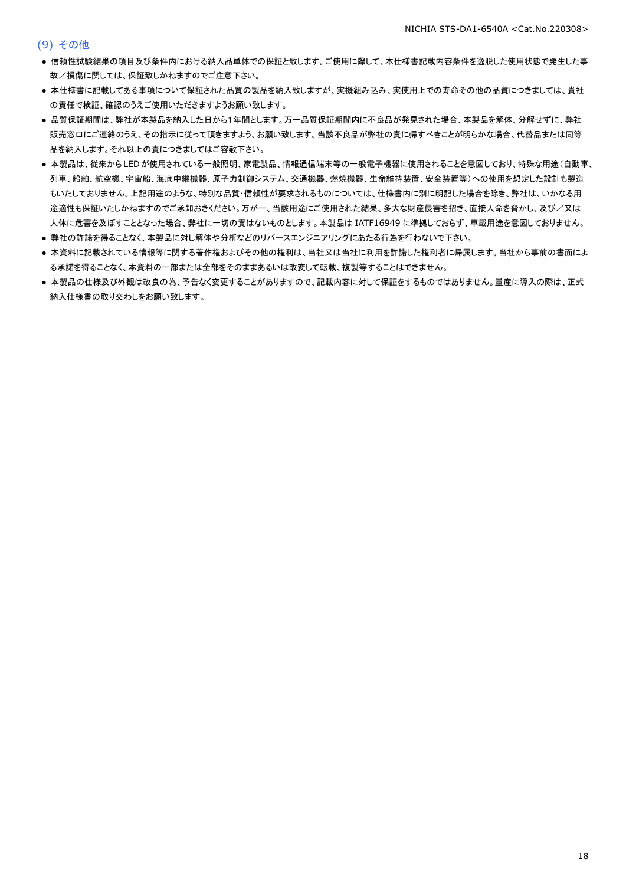## (9) その他

- 信頼性試験結果の項目及び条件内における納入品単体での保証と致します。ご使用に際して、本仕様書記載内容条件を逸脱した使用状態で発生した事故／損傷に関しては、保証致しかねますのでご注意下さい。
- 本仕様書に記載してある事項について保証された品質の製品を納入致しますが、実機組み込み、実使用上での寿命その他の品質につきましては、貴社の責任で検証、確認のうえご使用いただきますようお願い致します。
- 品質保証期間は、弊社が本製品を納入した日から1年間とします。万一品質保証期間内に不良品が発見された場合、本製品を解体、分解せずに、弊社販売窓口にご連絡のうえ、その指示に従って頂きますよう、お願い致します。当該不良品が弊社の責に帰すべきことが明らかな場合、代替品または同等品を納入します。それ以上の責につきましてはご容赦下さい。
- 本製品は、従来からLEDが使用されている一般照明、家電製品、情報通信端末等の一般電子機器に使用されることを意図しており、特殊な用途（自動車、列車、船舶、航空機、宇宙船、海底中継機器、原子力制御システム、交通機器、燃焼機器、生命維持装置、安全装置等）への使用を想定した設計も製造もいたしておりません。上記用途のような、特別な品質･信頼性が要求されるものについては、仕様書内に別に明記した場合を除き、弊社は、いかなる用途適性も保証いたしかねますのでご承知おきください。万が一、当該用途にご使用された結果、多大な財産侵害を招き、直接人命を脅かし、及び／又は人体に危害を及ぼすこととなった場合、弊社に一切の責はないものとします。本製品は IATF16949 に準拠しておらず、車載用途を意図しておりません。
- 弊社の許諾を得ることなく、本製品に対し解体や分析などのリバースエンジニアリングにあたる行為を行わないで下さい。
- 本資料に記載されている情報等に関する著作権およびその他の権利は、当社又は当社に利用を許諾した権利者に帰属します。当社から事前の書面による承諾を得ることなく、本資料の一部または全部をそのままあるいは改変して転載、複製等することはできません。
- 本製品の仕様及び外観は改良の為、予告なく変更することがありますので、記載内容に対して保証をするものではありません。量産に導入の際は、正式納入仕様書の取り交わしをお願い致します。